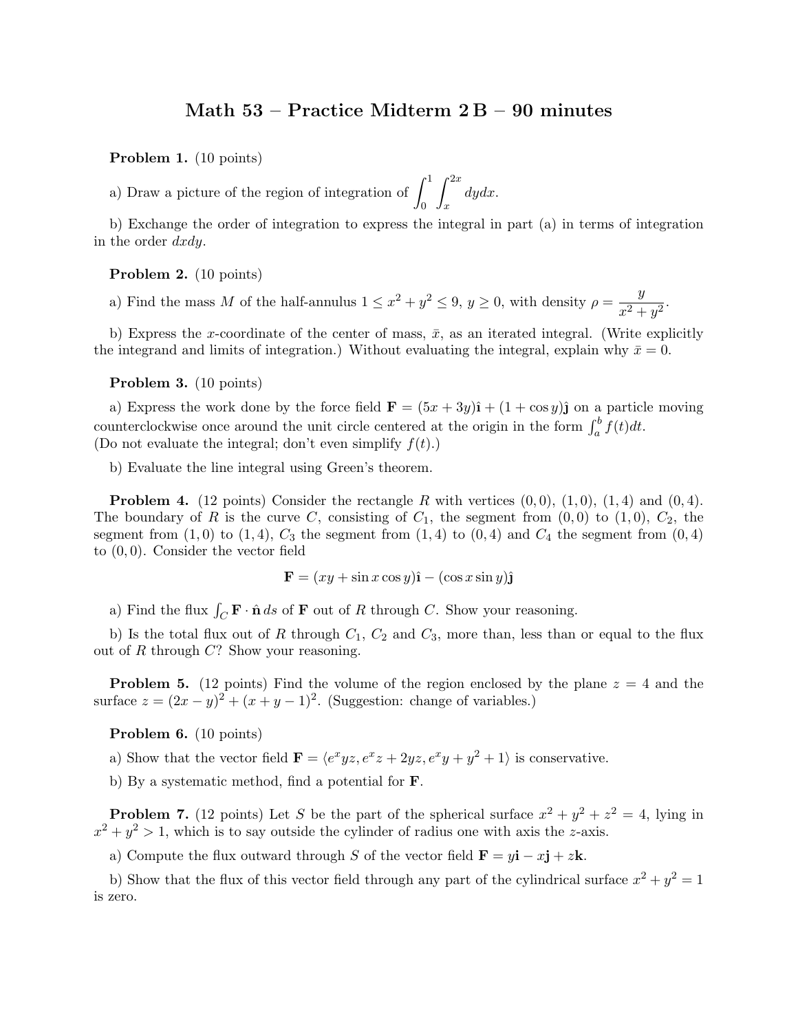# Math 53 – Practice Midterm 2 B – 90 minutes

**Problem 1.** (10 points)

a) Draw a picture of the region of integration of $\int_0^1 \int_x^{2x} dydx$.

b) Exchange the order of integration to express the integral in part (a) in terms of integration in the order $dxdy$.

**Problem 2.** (10 points)

a) Find the mass $M$ of the half-annulus $1 \leq x^2 + y^2 \leq 9$, $y \geq 0$, with density $\rho = \dfrac{y}{x^2 + y^2}$.

b) Express the $x$-coordinate of the center of mass, $\bar{x}$, as an iterated integral. (Write explicitly the integrand and limits of integration.) Without evaluating the integral, explain why $\bar{x} = 0$.

**Problem 3.** (10 points)

a) Express the work done by the force field $\mathbf{F} = (5x + 3y)\hat{\mathbf{i}} + (1 + \cos y)\hat{\mathbf{j}}$ on a particle moving counterclockwise once around the unit circle centered at the origin in the form $\int_a^b f(t)dt$. (Do not evaluate the integral; don't even simplify $f(t)$.)

b) Evaluate the line integral using Green's theorem.

**Problem 4.** (12 points) Consider the rectangle $R$ with vertices $(0,0)$, $(1,0)$, $(1,4)$ and $(0,4)$. The boundary of $R$ is the curve $C$, consisting of $C_1$, the segment from $(0,0)$ to $(1,0)$, $C_2$, the segment from $(1,0)$ to $(1,4)$, $C_3$ the segment from $(1,4)$ to $(0,4)$ and $C_4$ the segment from $(0,4)$ to $(0,0)$. Consider the vector field

$$\mathbf{F} = (xy + \sin x \cos y)\hat{\mathbf{i}} - (\cos x \sin y)\hat{\mathbf{j}}$$

a) Find the flux $\int_C \mathbf{F} \cdot \hat{\mathbf{n}}\, ds$ of $\mathbf{F}$ out of $R$ through $C$. Show your reasoning.

b) Is the total flux out of $R$ through $C_1$, $C_2$ and $C_3$, more than, less than or equal to the flux out of $R$ through $C$? Show your reasoning.

**Problem 5.** (12 points) Find the volume of the region enclosed by the plane $z = 4$ and the surface $z = (2x - y)^2 + (x + y - 1)^2$. (Suggestion: change of variables.)

**Problem 6.** (10 points)

a) Show that the vector field $\mathbf{F} = \langle e^x yz, e^x z + 2yz, e^x y + y^2 + 1 \rangle$ is conservative.

b) By a systematic method, find a potential for $\mathbf{F}$.

**Problem 7.** (12 points) Let $S$ be the part of the spherical surface $x^2 + y^2 + z^2 = 4$, lying in $x^2 + y^2 > 1$, which is to say outside the cylinder of radius one with axis the $z$-axis.

a) Compute the flux outward through $S$ of the vector field $\mathbf{F} = y\mathbf{i} - x\mathbf{j} + z\mathbf{k}$.

b) Show that the flux of this vector field through any part of the cylindrical surface $x^2 + y^2 = 1$ is zero.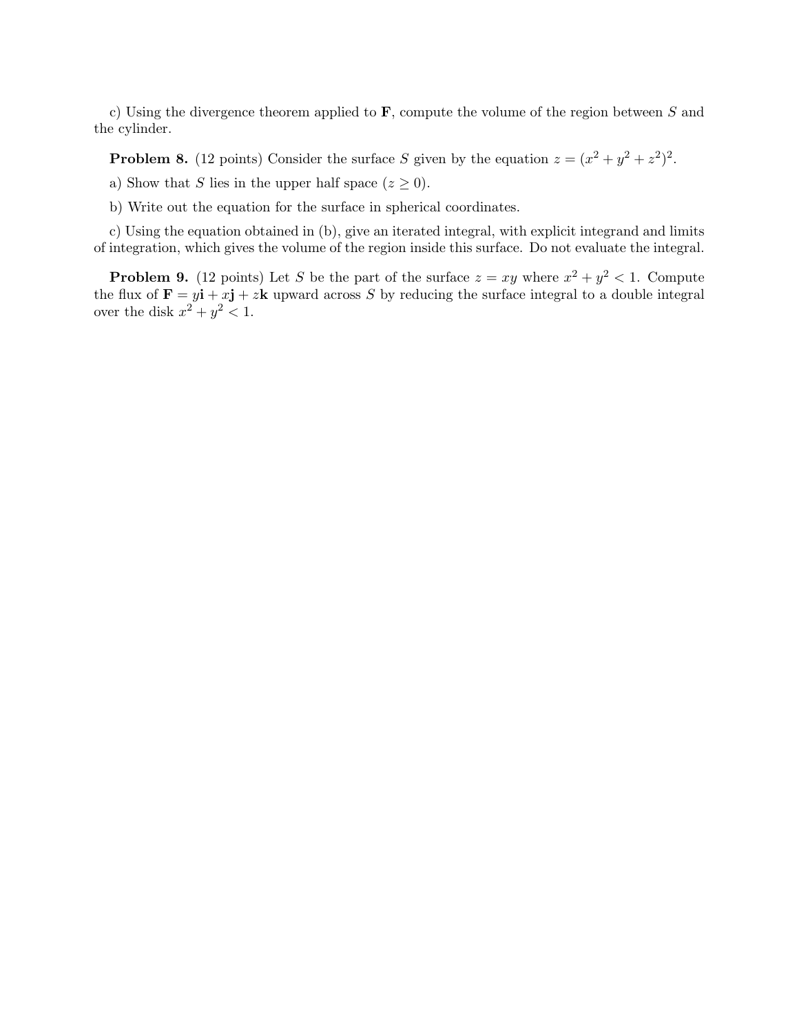c) Using the divergence theorem applied to **F**, compute the volume of the region between $S$ and the cylinder.

**Problem 8.** (12 points) Consider the surface $S$ given by the equation $z = (x^2 + y^2 + z^2)^2$.

a) Show that $S$ lies in the upper half space ($z \geq 0$).

b) Write out the equation for the surface in spherical coordinates.

c) Using the equation obtained in (b), give an iterated integral, with explicit integrand and limits of integration, which gives the volume of the region inside this surface. Do not evaluate the integral.

**Problem 9.** (12 points) Let $S$ be the part of the surface $z = xy$ where $x^2 + y^2 < 1$. Compute the flux of $\mathbf{F} = y\mathbf{i} + x\mathbf{j} + z\mathbf{k}$ upward across $S$ by reducing the surface integral to a double integral over the disk $x^2 + y^2 < 1$.